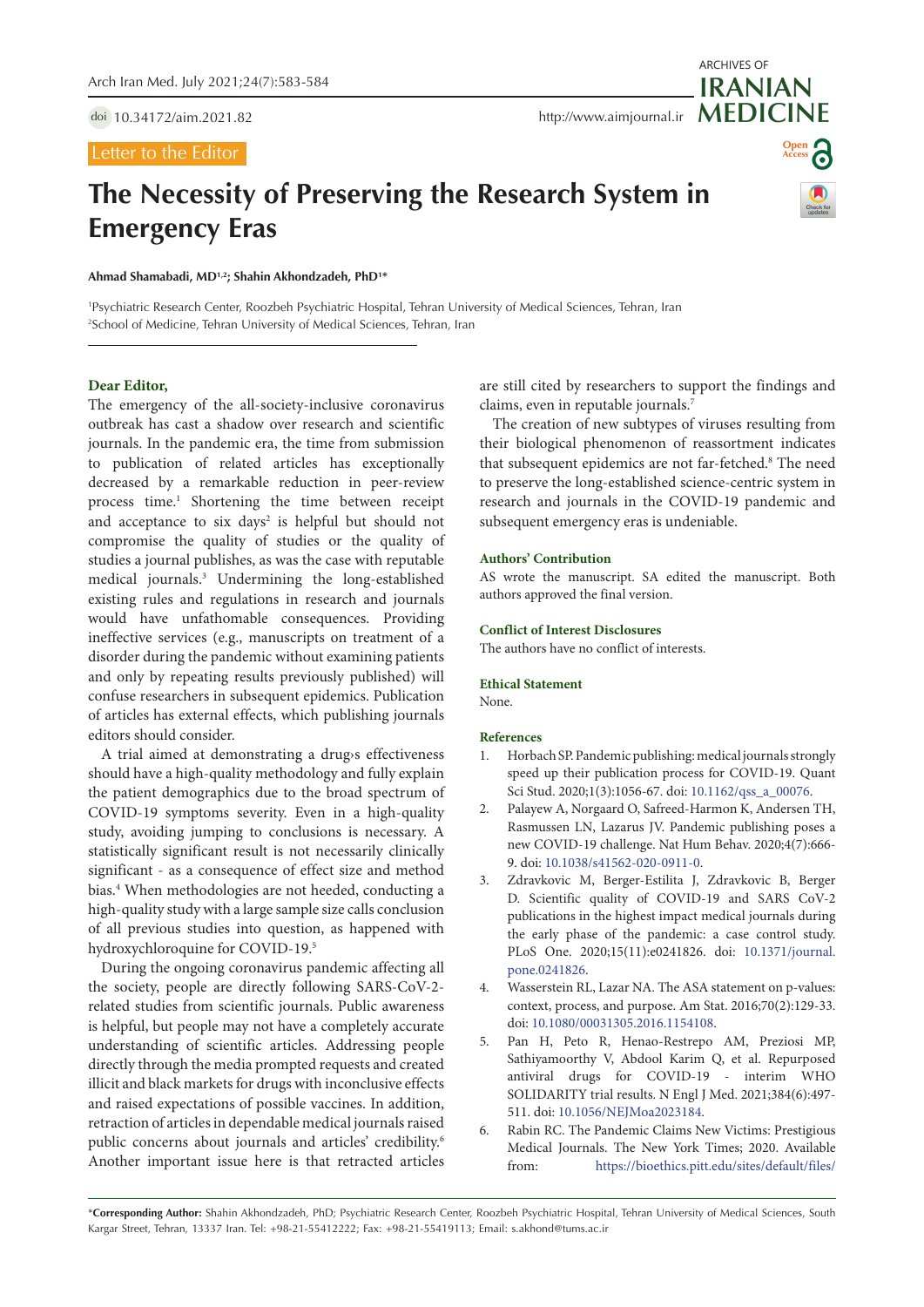Letter to the Editor

# The Necessity of Preserving the Research System in Emergency Eras

**Ahmad Shamabadi, MD[1,2]; Shahin Akhondzadeh, PhD[1*]**

[1]Psychiatric Research Center, Roozbeh Psychiatric Hospital, Tehran University of Medical Sciences, Tehran, Iran
[2]School of Medicine, Tehran University of Medical Sciences, Tehran, Iran

**Dear Editor,**

The emergency of the all-society-inclusive coronavirus outbreak has cast a shadow over research and scientific journals. In the pandemic era, the time from submission to publication of related articles has exceptionally decreased by a remarkable reduction in peer-review process time.[1] Shortening the time between receipt and acceptance to six days[2] is helpful but should not compromise the quality of studies or the quality of studies a journal publishes, as was the case with reputable medical journals.[3] Undermining the long-established existing rules and regulations in research and journals would have unfathomable consequences. Providing ineffective services (e.g., manuscripts on treatment of a disorder during the pandemic without examining patients and only by repeating results previously published) will confuse researchers in subsequent epidemics. Publication of articles has external effects, which publishing journals editors should consider.

A trial aimed at demonstrating a drug›s effectiveness should have a high-quality methodology and fully explain the patient demographics due to the broad spectrum of COVID-19 symptoms severity. Even in a high-quality study, avoiding jumping to conclusions is necessary. A statistically significant result is not necessarily clinically significant - as a consequence of effect size and method bias.[4] When methodologies are not heeded, conducting a high-quality study with a large sample size calls conclusion of all previous studies into question, as happened with hydroxychloroqune for COVID-19.[5]

During the ongoing coronavirus pandemic affecting all the society, people are directly following SARS-CoV-2-related studies from scientific journals. Public awareness is helpful, but people may not have a completely accurate understanding of scientific articles. Addressing people directly through the media prompted requests and created illicit and black markets for drugs with inconclusive effects and raised expectations of possible vaccines. In addition, retraction of articles in dependable medical journals raised public concerns about journals and articles' credibility.[6] Another important issue here is that retracted articles are still cited by researchers to support the findings and claims, even in reputable journals.[7]

The creation of new subtypes of viruses resulting from their biological phenomenon of reassortment indicates that subsequent epidemics are not far-fetched.[8] The need to preserve the long-established science-centric system in research and journals in the COVID-19 pandemic and subsequent emergency eras is undeniable.

### Authors' Contribution

AS wrote the manuscript. SA edited the manuscript. Both authors approved the final version.

### Conflict of Interest Disclosures

The authors have no conflict of interests.

### Ethical Statement

None.

### References

1. Horbach SP. Pandemic publishing: medical journals strongly speed up their publication process for COVID-19. Quant Sci Stud. 2020;1(3):1056-67. doi: 10.1162/qss_a_00076.
2. Palayew A, Norgaard O, Safreed-Harmon K, Andersen TH, Rasmussen LN, Lazarus JV. Pandemic publishing poses a new COVID-19 challenge. Nat Hum Behav. 2020;4(7):666-9. doi: 10.1038/s41562-020-0911-0.
3. Zdravkovic M, Berger-Estilita J, Zdravkovic B, Berger D. Scientific quality of COVID-19 and SARS CoV-2 publications in the highest impact medical journals during the early phase of the pandemic: a case control study. PLoS One. 2020;15(11):e0241826. doi: 10.1371/journal.pone.0241826.
4. Wasserstein RL, Lazar NA. The ASA statement on p-values: context, process, and purpose. Am Stat. 2016;70(2):129-33. doi: 10.1080/00031305.2016.1154108.
5. Pan H, Peto R, Henao-Restrepo AM, Preziosi MP, Sathiyamoorthy V, Abdool Karim Q, et al. Repurposed antiviral drugs for COVID-19 - interim WHO SOLIDARITY trial results. N Engl J Med. 2021;384(6):497-511. doi: 10.1056/NEJMoa2023184.
6. Rabin RC. The Pandemic Claims New Victims: Prestigious Medical Journals. The New York Times; 2020. Available from: https://bioethics.pitt.edu/sites/default/files/

*Corresponding Author: Shahin Akhondzadeh, PhD; Psychiatric Research Center, Roozbeh Psychiatric Hospital, Tehran University of Medical Sciences, South Kargar Street, Tehran, 13337 Iran. Tel: +98-21-55412222; Fax: +98-21-55419113; Email: s.akhond@tums.ac.ir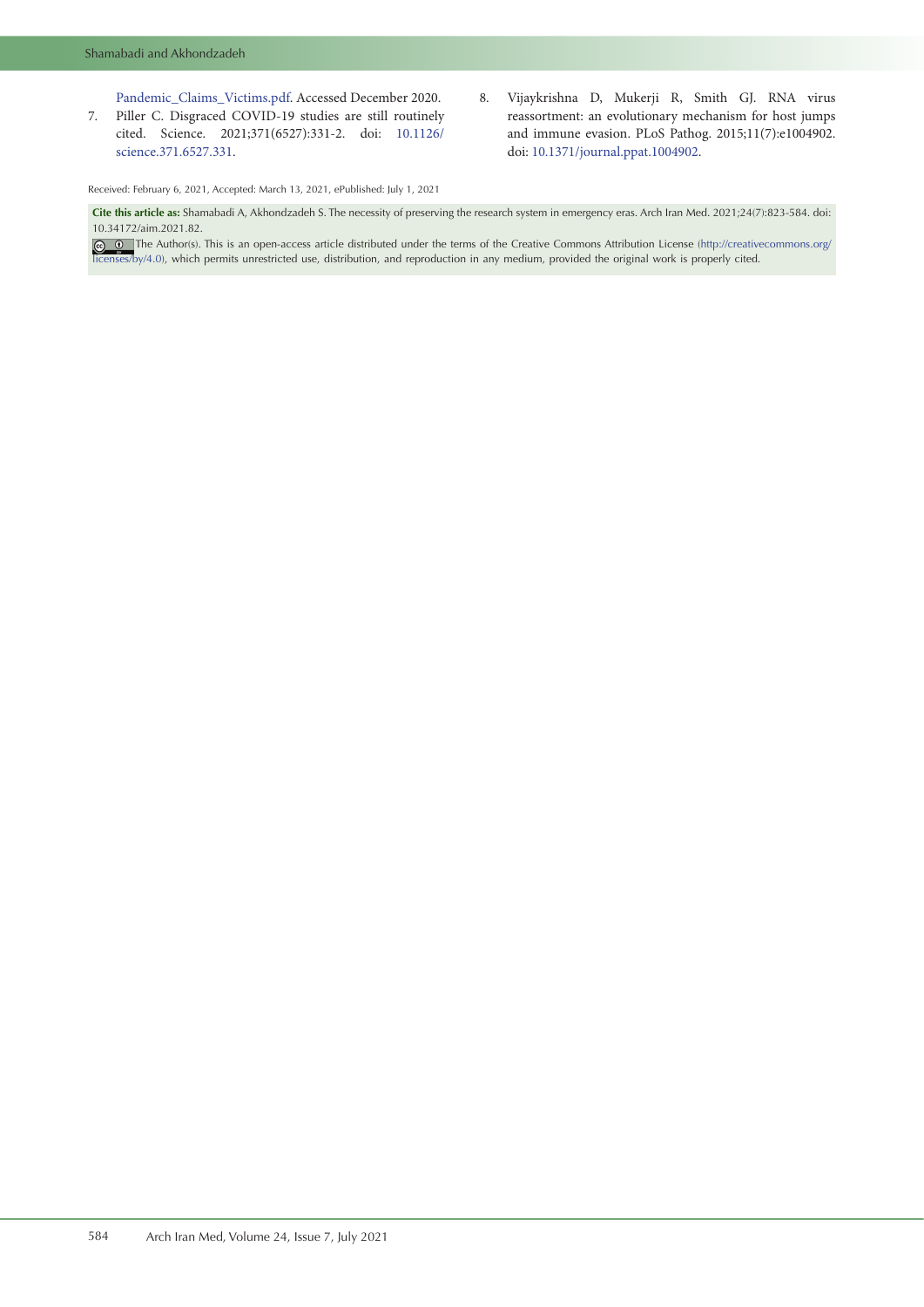Pandemic_Claims_Victims.pdf. Accessed December 2020.

7. Piller C. Disgraced COVID-19 studies are still routinely cited. Science. 2021;371(6527):331-2. doi: 10.1126/science.371.6527.331.
8. Vijaykrishna D, Mukerji R, Smith GJ. RNA virus reassortment: an evolutionary mechanism for host jumps and immune evasion. PLoS Pathog. 2015;11(7):e1004902. doi: 10.1371/journal.ppat.1004902.

Received: February 6, 2021, Accepted: March 13, 2021, ePublished: July 1, 2021

**Cite this article as:** Shamabadi A, Akhondzadeh S. The necessity of preserving the research system in emergency eras. Arch Iran Med. 2021;24(7):823-584. doi: 10.34172/aim.2021.82.

The Author(s). This is an open-access article distributed under the terms of the Creative Commons Attribution License (http://creativecommons.org/licenses/by/4.0), which permits unrestricted use, distribution, and reproduction in any medium, provided the original work is properly cited.